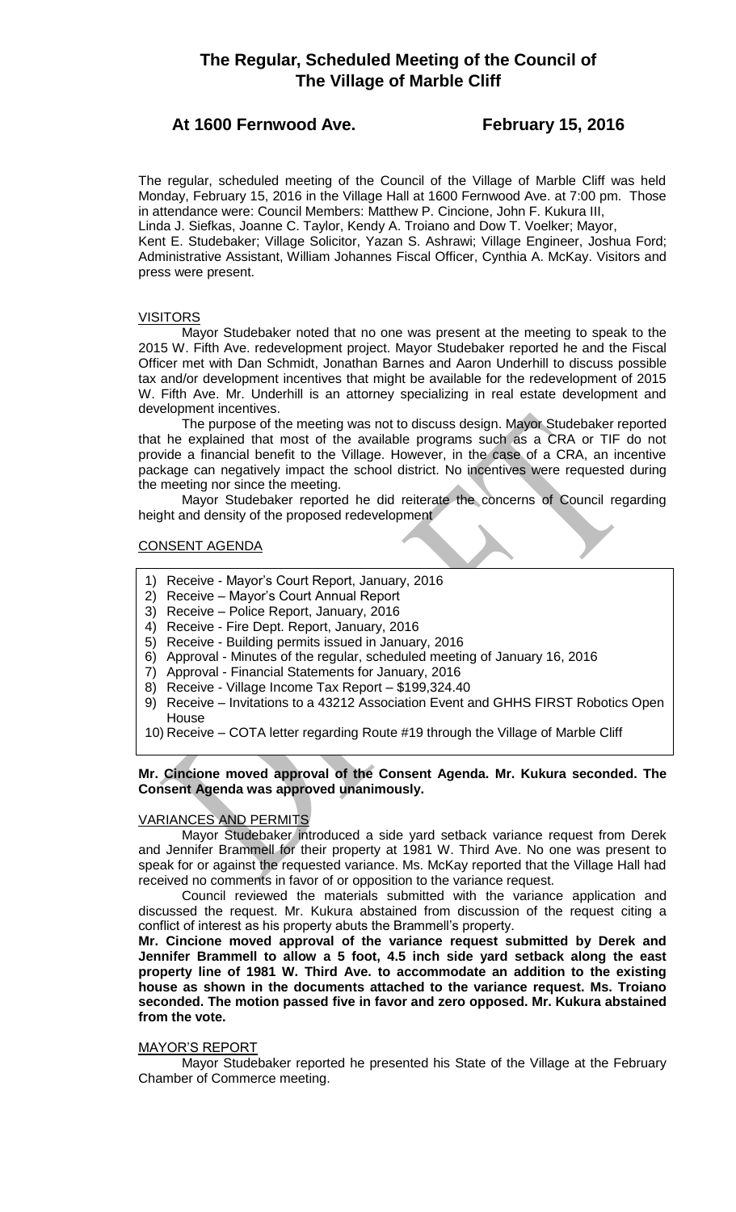# The Regular, Scheduled Meeting of the Council of The Village of Marble Cliff

## At 1600 Fernwood Ave. February 15, 2016

The regular, scheduled meeting of the Council of the Village of Marble Cliff was held Monday, February 15, 2016 in the Village Hall at 1600 Fernwood Ave. at 7:00 pm. Those in attendance were: Council Members: Matthew P. Cincione, John F. Kukura III, Linda J. Siefkas, Joanne C. Taylor, Kendy A. Troiano and Dow T. Voelker; Mayor, Kent E. Studebaker; Village Solicitor, Yazan S. Ashrawi; Village Engineer, Joshua Ford; Administrative Assistant, William Johannes Fiscal Officer, Cynthia A. McKay. Visitors and press were present.

VISITORS

Mayor Studebaker noted that no one was present at the meeting to speak to the 2015 W. Fifth Ave. redevelopment project. Mayor Studebaker reported he and the Fiscal Officer met with Dan Schmidt, Jonathan Barnes and Aaron Underhill to discuss possible tax and/or development incentives that might be available for the redevelopment of 2015 W. Fifth Ave. Mr. Underhill is an attorney specializing in real estate development and development incentives.

The purpose of the meeting was not to discuss design. Mayor Studebaker reported that he explained that most of the available programs such as a CRA or TIF do not provide a financial benefit to the Village. However, in the case of a CRA, an incentive package can negatively impact the school district. No incentives were requested during the meeting nor since the meeting.

Mayor Studebaker reported he did reiterate the concerns of Council regarding height and density of the proposed redevelopment

CONSENT AGENDA

1) Receive - Mayor's Court Report, January, 2016
2) Receive – Mayor's Court Annual Report
3) Receive – Police Report, January, 2016
4) Receive - Fire Dept. Report, January, 2016
5) Receive - Building permits issued in January, 2016
6) Approval - Minutes of the regular, scheduled meeting of January 16, 2016
7) Approval - Financial Statements for January, 2016
8) Receive - Village Income Tax Report – $199,324.40
9) Receive – Invitations to a 43212 Association Event and GHHS FIRST Robotics Open House
10) Receive – COTA letter regarding Route #19 through the Village of Marble Cliff

**Mr. Cincione moved approval of the Consent Agenda. Mr. Kukura seconded. The Consent Agenda was approved unanimously.**

VARIANCES AND PERMITS

Mayor Studebaker introduced a side yard setback variance request from Derek and Jennifer Brammell for their property at 1981 W. Third Ave. No one was present to speak for or against the requested variance. Ms. McKay reported that the Village Hall had received no comments in favor of or opposition to the variance request.

Council reviewed the materials submitted with the variance application and discussed the request. Mr. Kukura abstained from discussion of the request citing a conflict of interest as his property abuts the Brammell's property.

**Mr. Cincione moved approval of the variance request submitted by Derek and Jennifer Brammell to allow a 5 foot, 4.5 inch side yard setback along the east property line of 1981 W. Third Ave. to accommodate an addition to the existing house as shown in the documents attached to the variance request. Ms. Troiano seconded. The motion passed five in favor and zero opposed. Mr. Kukura abstained from the vote.**

MAYOR'S REPORT

Mayor Studebaker reported he presented his State of the Village at the February Chamber of Commerce meeting.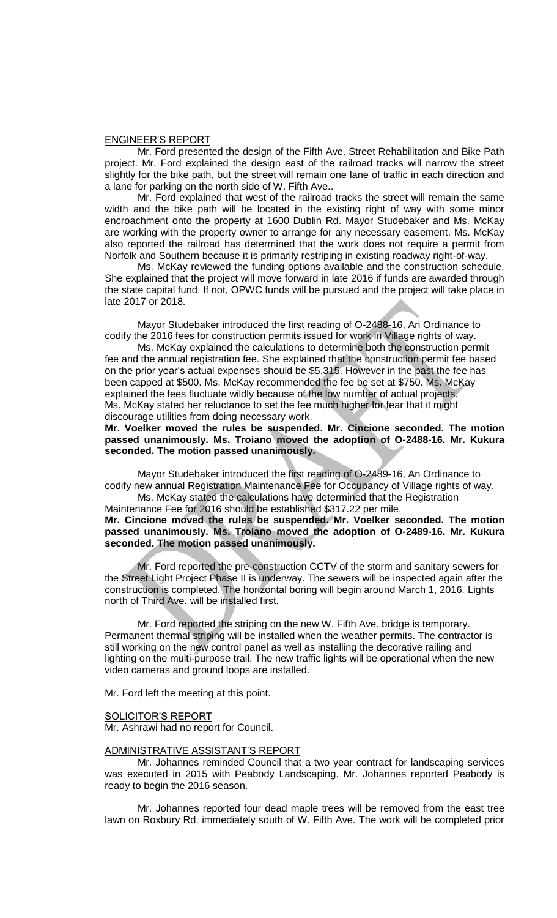## ENGINEER'S REPORT

Mr. Ford presented the design of the Fifth Ave. Street Rehabilitation and Bike Path project. Mr. Ford explained the design east of the railroad tracks will narrow the street slightly for the bike path, but the street will remain one lane of traffic in each direction and a lane for parking on the north side of W. Fifth Ave..

Mr. Ford explained that west of the railroad tracks the street will remain the same width and the bike path will be located in the existing right of way with some minor encroachment onto the property at 1600 Dublin Rd. Mayor Studebaker and Ms. McKay are working with the property owner to arrange for any necessary easement. Ms. McKay also reported the railroad has determined that the work does not require a permit from Norfolk and Southern because it is primarily restriping in existing roadway right-of-way.

Ms. McKay reviewed the funding options available and the construction schedule. She explained that the project will move forward in late 2016 if funds are awarded through the state capital fund. If not, OPWC funds will be pursued and the project will take place in late 2017 or 2018.

Mayor Studebaker introduced the first reading of O-2488-16, An Ordinance to codify the 2016 fees for construction permits issued for work in Village rights of way.

Ms. McKay explained the calculations to determine both the construction permit fee and the annual registration fee. She explained that the construction permit fee based on the prior year's actual expenses should be $5,315. However in the past the fee has been capped at $500. Ms. McKay recommended the fee be set at $750. Ms. McKay explained the fees fluctuate wildly because of the low number of actual projects. Ms. McKay stated her reluctance to set the fee much higher for fear that it might discourage utilities from doing necessary work.

**Mr. Voelker moved the rules be suspended. Mr. Cincione seconded. The motion passed unanimously. Ms. Troiano moved the adoption of O-2488-16. Mr. Kukura seconded. The motion passed unanimously.**

Mayor Studebaker introduced the first reading of O-2489-16, An Ordinance to codify new annual Registration Maintenance Fee for Occupancy of Village rights of way.

Ms. McKay stated the calculations have determined that the Registration Maintenance Fee for 2016 should be established $317.22 per mile.

**Mr. Cincione moved the rules be suspended. Mr. Voelker seconded. The motion passed unanimously. Ms. Troiano moved the adoption of O-2489-16. Mr. Kukura seconded. The motion passed unanimously.**

Mr. Ford reported the pre-construction CCTV of the storm and sanitary sewers for the Street Light Project Phase II is underway. The sewers will be inspected again after the construction is completed. The horizontal boring will begin around March 1, 2016. Lights north of Third Ave. will be installed first.

Mr. Ford reported the striping on the new W. Fifth Ave. bridge is temporary. Permanent thermal striping will be installed when the weather permits. The contractor is still working on the new control panel as well as installing the decorative railing and lighting on the multi-purpose trail. The new traffic lights will be operational when the new video cameras and ground loops are installed.

Mr. Ford left the meeting at this point.

## SOLICITOR'S REPORT

Mr. Ashrawi had no report for Council.

## ADMINISTRATIVE ASSISTANT'S REPORT

Mr. Johannes reminded Council that a two year contract for landscaping services was executed in 2015 with Peabody Landscaping. Mr. Johannes reported Peabody is ready to begin the 2016 season.

Mr. Johannes reported four dead maple trees will be removed from the east tree lawn on Roxbury Rd. immediately south of W. Fifth Ave. The work will be completed prior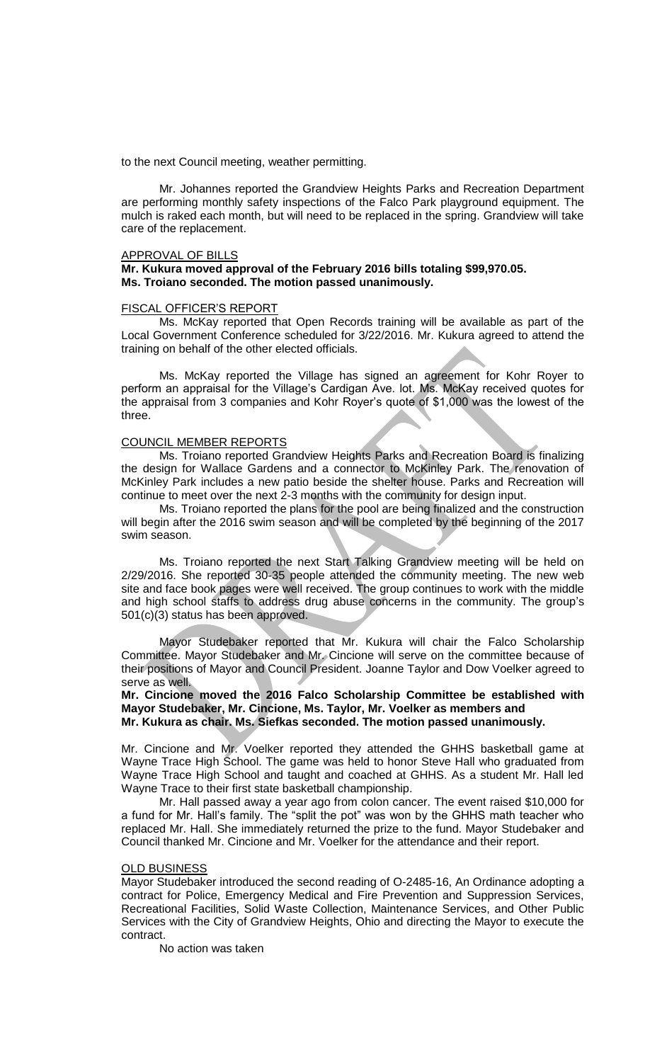to the next Council meeting, weather permitting.

Mr. Johannes reported the Grandview Heights Parks and Recreation Department are performing monthly safety inspections of the Falco Park playground equipment. The mulch is raked each month, but will need to be replaced in the spring. Grandview will take care of the replacement.

APPROVAL OF BILLS

**Mr. Kukura moved approval of the February 2016 bills totaling $99,970.05. Ms. Troiano seconded. The motion passed unanimously.**

FISCAL OFFICER'S REPORT

Ms. McKay reported that Open Records training will be available as part of the Local Government Conference scheduled for 3/22/2016. Mr. Kukura agreed to attend the training on behalf of the other elected officials.

Ms. McKay reported the Village has signed an agreement for Kohr Royer to perform an appraisal for the Village's Cardigan Ave. lot. Ms. McKay received quotes for the appraisal from 3 companies and Kohr Royer's quote of $1,000 was the lowest of the three.

COUNCIL MEMBER REPORTS

Ms. Troiano reported Grandview Heights Parks and Recreation Board is finalizing the design for Wallace Gardens and a connector to McKinley Park. The renovation of McKinley Park includes a new patio beside the shelter house. Parks and Recreation will continue to meet over the next 2-3 months with the community for design input.

Ms. Troiano reported the plans for the pool are being finalized and the construction will begin after the 2016 swim season and will be completed by the beginning of the 2017 swim season.

Ms. Troiano reported the next Start Talking Grandview meeting will be held on 2/29/2016. She reported 30-35 people attended the community meeting. The new web site and face book pages were well received. The group continues to work with the middle and high school staffs to address drug abuse concerns in the community. The group's 501(c)(3) status has been approved.

Mayor Studebaker reported that Mr. Kukura will chair the Falco Scholarship Committee. Mayor Studebaker and Mr. Cincione will serve on the committee because of their positions of Mayor and Council President. Joanne Taylor and Dow Voelker agreed to serve as well.

**Mr. Cincione moved the 2016 Falco Scholarship Committee be established with Mayor Studebaker, Mr. Cincione, Ms. Taylor, Mr. Voelker as members and Mr. Kukura as chair. Ms. Siefkas seconded. The motion passed unanimously.**

Mr. Cincione and Mr. Voelker reported they attended the GHHS basketball game at Wayne Trace High School. The game was held to honor Steve Hall who graduated from Wayne Trace High School and taught and coached at GHHS. As a student Mr. Hall led Wayne Trace to their first state basketball championship.

Mr. Hall passed away a year ago from colon cancer. The event raised $10,000 for a fund for Mr. Hall's family. The "split the pot" was won by the GHHS math teacher who replaced Mr. Hall. She immediately returned the prize to the fund. Mayor Studebaker and Council thanked Mr. Cincione and Mr. Voelker for the attendance and their report.

OLD BUSINESS

Mayor Studebaker introduced the second reading of O-2485-16, An Ordinance adopting a contract for Police, Emergency Medical and Fire Prevention and Suppression Services, Recreational Facilities, Solid Waste Collection, Maintenance Services, and Other Public Services with the City of Grandview Heights, Ohio and directing the Mayor to execute the contract.

No action was taken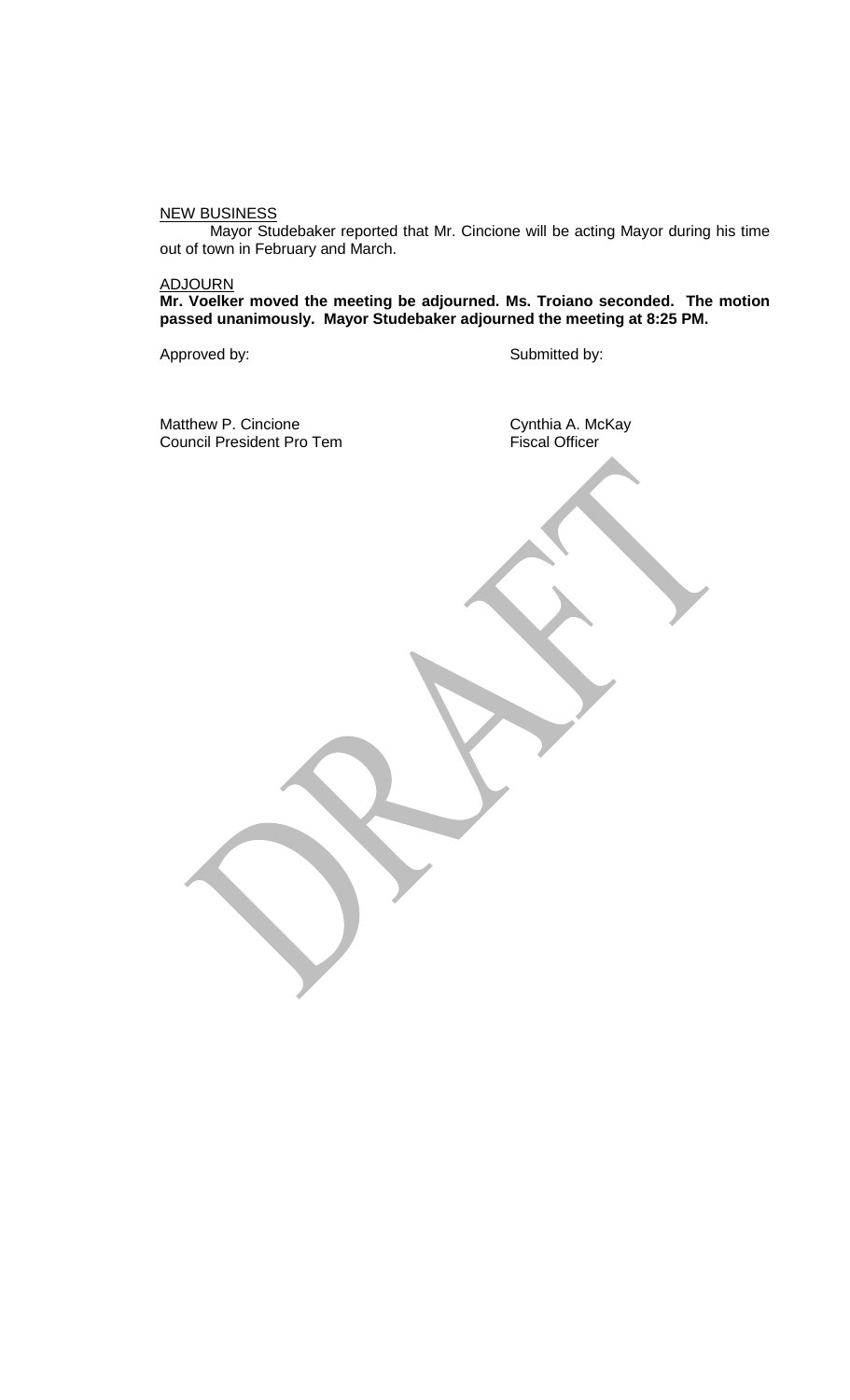NEW BUSINESS

Mayor Studebaker reported that Mr. Cincione will be acting Mayor during his time out of town in February and March.

ADJOURN

**Mr. Voelker moved the meeting be adjourned. Ms. Troiano seconded. The motion passed unanimously. Mayor Studebaker adjourned the meeting at 8:25 PM.**

| | |
|---|---|
| Approved by: | Submitted by: |
| Matthew P. Cincione | Cynthia A. McKay |
| Council President Pro Tem | Fiscal Officer |

DRAFT